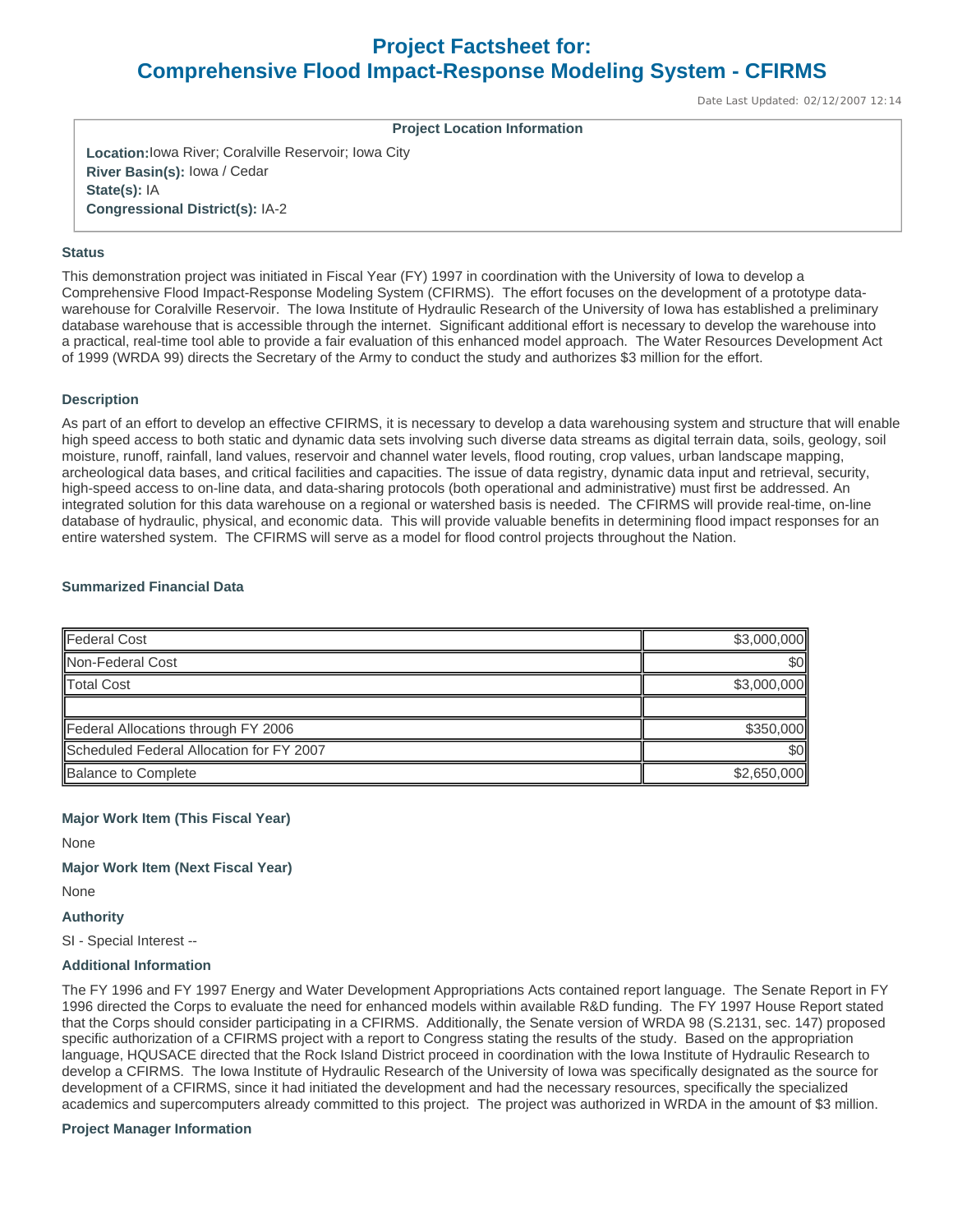# Project Factsheet for:
# Comprehensive Flood Impact-Response Modeling System - CFIRMS

Date Last Updated: 02/12/2007 12:14

**Project Location Information**

**Location:** Iowa River; Coralville Reservoir; Iowa City
**River Basin(s):** Iowa / Cedar
**State(s):** IA
**Congressional District(s):** IA-2

### Status

This demonstration project was initiated in Fiscal Year (FY) 1997 in coordination with the University of Iowa to develop a Comprehensive Flood Impact-Response Modeling System (CFIRMS). The effort focuses on the development of a prototype data-warehouse for Coralville Reservoir. The Iowa Institute of Hydraulic Research of the University of Iowa has established a preliminary database warehouse that is accessible through the internet. Significant additional effort is necessary to develop the warehouse into a practical, real-time tool able to provide a fair evaluation of this enhanced model approach. The Water Resources Development Act of 1999 (WRDA 99) directs the Secretary of the Army to conduct the study and authorizes $3 million for the effort.

### Description

As part of an effort to develop an effective CFIRMS, it is necessary to develop a data warehousing system and structure that will enable high speed access to both static and dynamic data sets involving such diverse data streams as digital terrain data, soils, geology, soil moisture, runoff, rainfall, land values, reservoir and channel water levels, flood routing, crop values, urban landscape mapping, archeological data bases, and critical facilities and capacities. The issue of data registry, dynamic data input and retrieval, security, high-speed access to on-line data, and data-sharing protocols (both operational and administrative) must first be addressed. An integrated solution for this data warehouse on a regional or watershed basis is needed. The CFIRMS will provide real-time, on-line database of hydraulic, physical, and economic data. This will provide valuable benefits in determining flood impact responses for an entire watershed system. The CFIRMS will serve as a model for flood control projects throughout the Nation.

### Summarized Financial Data

| | |
|---|---:|
| Federal Cost | $3,000,000 |
| Non-Federal Cost | $0 |
| Total Cost | $3,000,000 |
| | |
| Federal Allocations through FY 2006 | $350,000 |
| Scheduled Federal Allocation for FY 2007 | $0 |
| Balance to Complete | $2,650,000 |

### Major Work Item (This Fiscal Year)

None

### Major Work Item (Next Fiscal Year)

None

### Authority

SI - Special Interest --

### Additional Information

The FY 1996 and FY 1997 Energy and Water Development Appropriations Acts contained report language. The Senate Report in FY 1996 directed the Corps to evaluate the need for enhanced models within available R&D funding. The FY 1997 House Report stated that the Corps should consider participating in a CFIRMS. Additionally, the Senate version of WRDA 98 (S.2131, sec. 147) proposed specific authorization of a CFIRMS project with a report to Congress stating the results of the study. Based on the appropriation language, HQUSACE directed that the Rock Island District proceed in coordination with the Iowa Institute of Hydraulic Research to develop a CFIRMS. The Iowa Institute of Hydraulic Research of the University of Iowa was specifically designated as the source for development of a CFIRMS, since it had initiated the development and had the necessary resources, specifically the specialized academics and supercomputers already committed to this project. The project was authorized in WRDA in the amount of $3 million.

### Project Manager Information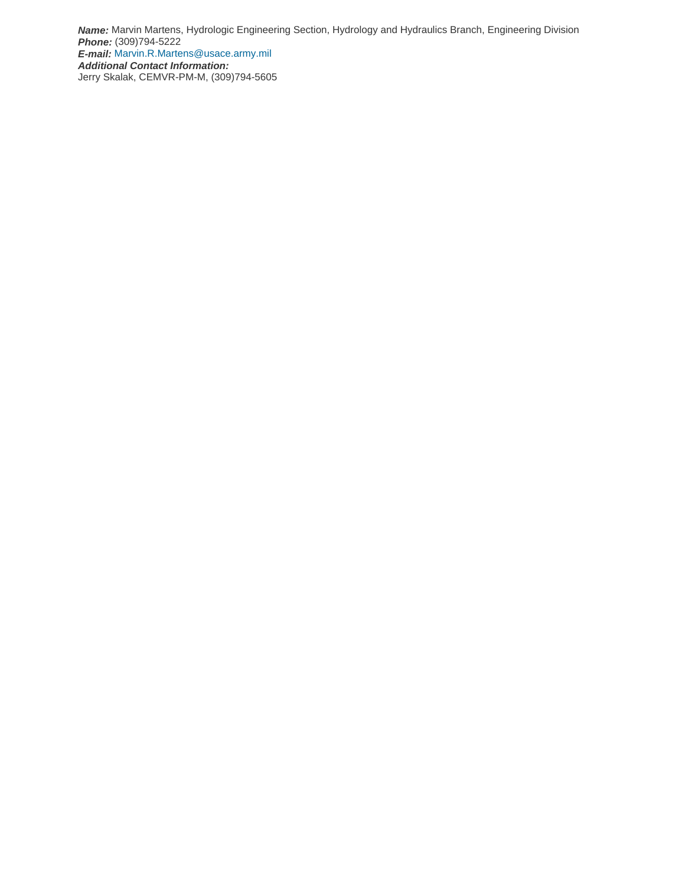***Name:*** Marvin Martens, Hydrologic Engineering Section, Hydrology and Hydraulics Branch, Engineering Division
***Phone:*** (309)794-5222
***E-mail:*** Marvin.R.Martens@usace.army.mil
***Additional Contact Information:***
Jerry Skalak, CEMVR-PM-M, (309)794-5605